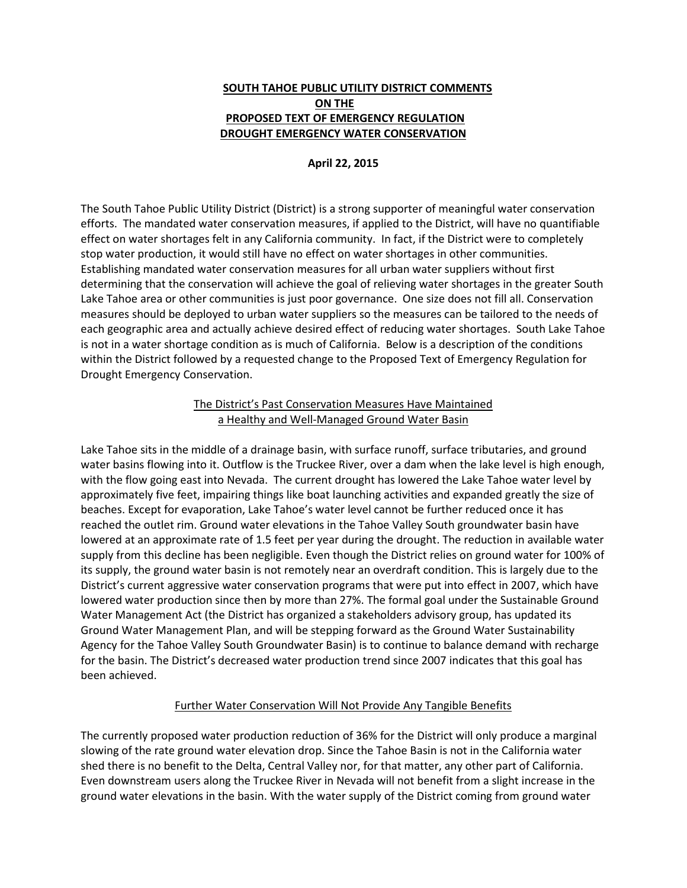# SOUTH TAHOE PUBLIC UTILITY DISTRICT COMMENTS ON THE PROPOSED TEXT OF EMERGENCY REGULATION DROUGHT EMERGENCY WATER CONSERVATION

**April 22, 2015**

The South Tahoe Public Utility District (District) is a strong supporter of meaningful water conservation efforts. The mandated water conservation measures, if applied to the District, will have no quantifiable effect on water shortages felt in any California community. In fact, if the District were to completely stop water production, it would still have no effect on water shortages in other communities. Establishing mandated water conservation measures for all urban water suppliers without first determining that the conservation will achieve the goal of relieving water shortages in the greater South Lake Tahoe area or other communities is just poor governance. One size does not fill all. Conservation measures should be deployed to urban water suppliers so the measures can be tailored to the needs of each geographic area and actually achieve desired effect of reducing water shortages. South Lake Tahoe is not in a water shortage condition as is much of California. Below is a description of the conditions within the District followed by a requested change to the Proposed Text of Emergency Regulation for Drought Emergency Conservation.

## The District's Past Conservation Measures Have Maintained a Healthy and Well-Managed Ground Water Basin

Lake Tahoe sits in the middle of a drainage basin, with surface runoff, surface tributaries, and ground water basins flowing into it. Outflow is the Truckee River, over a dam when the lake level is high enough, with the flow going east into Nevada. The current drought has lowered the Lake Tahoe water level by approximately five feet, impairing things like boat launching activities and expanded greatly the size of beaches. Except for evaporation, Lake Tahoe's water level cannot be further reduced once it has reached the outlet rim. Ground water elevations in the Tahoe Valley South groundwater basin have lowered at an approximate rate of 1.5 feet per year during the drought. The reduction in available water supply from this decline has been negligible. Even though the District relies on ground water for 100% of its supply, the ground water basin is not remotely near an overdraft condition. This is largely due to the District's current aggressive water conservation programs that were put into effect in 2007, which have lowered water production since then by more than 27%. The formal goal under the Sustainable Ground Water Management Act (the District has organized a stakeholders advisory group, has updated its Ground Water Management Plan, and will be stepping forward as the Ground Water Sustainability Agency for the Tahoe Valley South Groundwater Basin) is to continue to balance demand with recharge for the basin. The District's decreased water production trend since 2007 indicates that this goal has been achieved.

## Further Water Conservation Will Not Provide Any Tangible Benefits

The currently proposed water production reduction of 36% for the District will only produce a marginal slowing of the rate ground water elevation drop. Since the Tahoe Basin is not in the California water shed there is no benefit to the Delta, Central Valley nor, for that matter, any other part of California. Even downstream users along the Truckee River in Nevada will not benefit from a slight increase in the ground water elevations in the basin. With the water supply of the District coming from ground water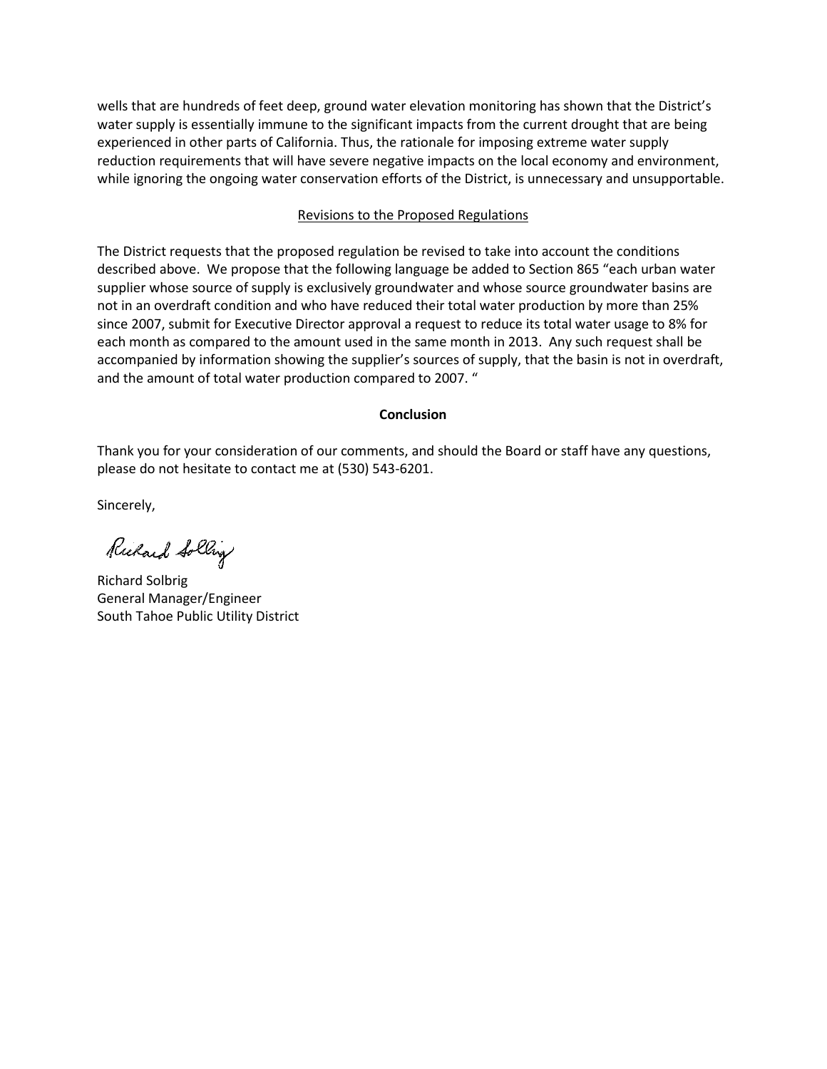wells that are hundreds of feet deep, ground water elevation monitoring has shown that the District's water supply is essentially immune to the significant impacts from the current drought that are being experienced in other parts of California. Thus, the rationale for imposing extreme water supply reduction requirements that will have severe negative impacts on the local economy and environment, while ignoring the ongoing water conservation efforts of the District, is unnecessary and unsupportable.

<u>Revisions to the Proposed Regulations</u>

The District requests that the proposed regulation be revised to take into account the conditions described above. We propose that the following language be added to Section 865 "each urban water supplier whose source of supply is exclusively groundwater and whose source groundwater basins are not in an overdraft condition and who have reduced their total water production by more than 25% since 2007, submit for Executive Director approval a request to reduce its total water usage to 8% for each month as compared to the amount used in the same month in 2013. Any such request shall be accompanied by information showing the supplier's sources of supply, that the basin is not in overdraft, and the amount of total water production compared to 2007. "

**Conclusion**

Thank you for your consideration of our comments, and should the Board or staff have any questions, please do not hesitate to contact me at (530) 543-6201.

Sincerely,

Richard Solbrig

Richard Solbrig
General Manager/Engineer
South Tahoe Public Utility District